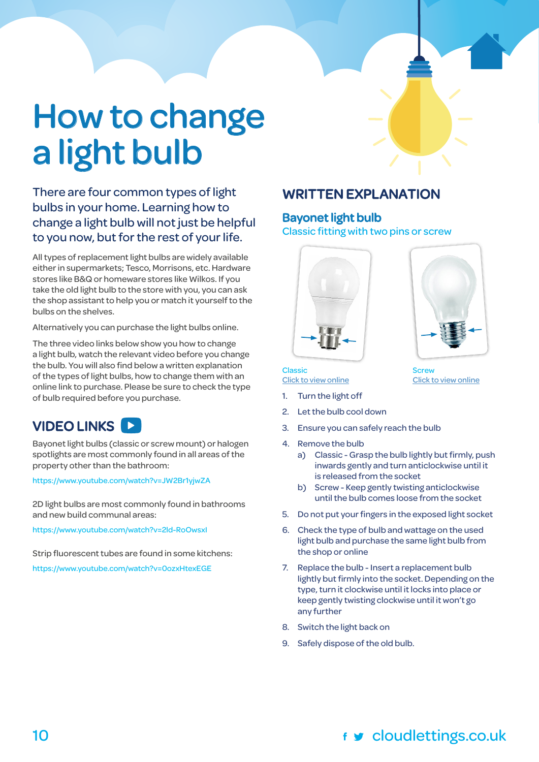# How to change a light bulb

There are four common types of light bulbs in your home. Learning how to change a light bulb will not just be helpful to you now, but for the rest of your life.

All types of replacement light bulbs are widely available either in supermarkets; Tesco, Morrisons, etc. Hardware stores like B&Q or homeware stores like Wilkos. If you take the old light bulb to the store with you, you can ask the shop assistant to help you or match it yourself to the bulbs on the shelves.

Alternatively you can purchase the light bulbs online.

The three video links below show you how to change a light bulb, watch the relevant video before you change the bulb. You will also find below a written explanation of the types of light bulbs, how to change them with an online link to purchase. Please be sure to check the type of bulb required before you purchase.

## VIDEO LINKS

Bayonet light bulbs (classic or screw mount) or halogen spotlights are most commonly found in all areas of the property other than the bathroom:

https://www.youtube.com/watch?v=JW2Br1yjwZA

2D light bulbs are most commonly found in bathrooms and new build communal areas:

https://www.youtube.com/watch?v=2Id-RoOwsxI

Strip fluorescent tubes are found in some kitchens:

https://www.youtube.com/watch?v=0ozxHtexEGE

## WRITTEN EXPLANATION

### Bayonet light bulb

Classic fitting with two pins or screw

Classic
Click to view online

Screw
Click to view online

1. Turn the light off
2. Let the bulb cool down
3. Ensure you can safely reach the bulb
4. Remove the bulb
   a) Classic - Grasp the bulb lightly but firmly, push inwards gently and turn anticlockwise until it is released from the socket
   b) Screw - Keep gently twisting anticlockwise until the bulb comes loose from the socket
5. Do not put your fingers in the exposed light socket
6. Check the type of bulb and wattage on the used light bulb and purchase the same light bulb from the shop or online
7. Replace the bulb - Insert a replacement bulb lightly but firmly into the socket. Depending on the type, turn it clockwise until it locks into place or keep gently twisting clockwise until it won't go any further
8. Switch the light back on
9. Safely dispose of the old bulb.

cloudlettings.co.uk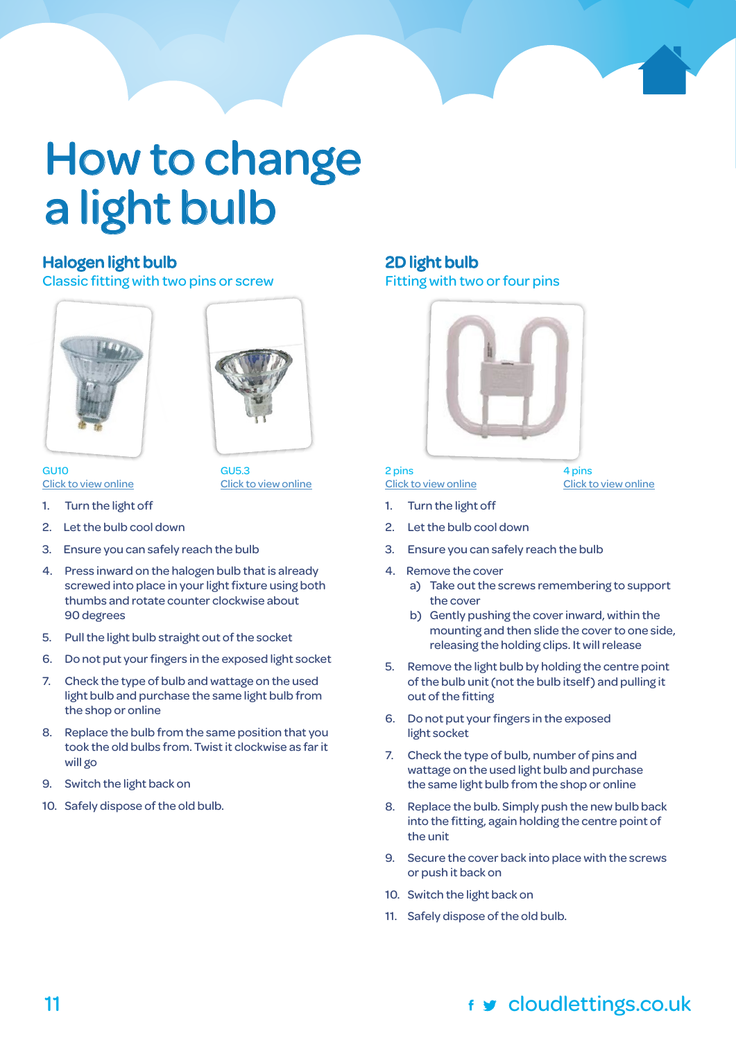# How to change a light bulb

## Halogen light bulb

Classic fitting with two pins or screw

GU10
Click to view online

GU5.3
Click to view online

1. Turn the light off
2. Let the bulb cool down
3. Ensure you can safely reach the bulb
4. Press inward on the halogen bulb that is already screwed into place in your light fixture using both thumbs and rotate counter clockwise about 90 degrees
5. Pull the light bulb straight out of the socket
6. Do not put your fingers in the exposed light socket
7. Check the type of bulb and wattage on the used light bulb and purchase the same light bulb from the shop or online
8. Replace the bulb from the same position that you took the old bulbs from. Twist it clockwise as far it will go
9. Switch the light back on
10. Safely dispose of the old bulb.

## 2D light bulb

Fitting with two or four pins

2 pins
Click to view online

4 pins
Click to view online

1. Turn the light off
2. Let the bulb cool down
3. Ensure you can safely reach the bulb
4. Remove the cover
   a) Take out the screws remembering to support the cover
   b) Gently pushing the cover inward, within the mounting and then slide the cover to one side, releasing the holding clips. It will release
5. Remove the light bulb by holding the centre point of the bulb unit (not the bulb itself) and pulling it out of the fitting
6. Do not put your fingers in the exposed light socket
7. Check the type of bulb, number of pins and wattage on the used light bulb and purchase the same light bulb from the shop or online
8. Replace the bulb. Simply push the new bulb back into the fitting, again holding the centre point of the unit
9. Secure the cover back into place with the screws or push it back on
10. Switch the light back on
11. Safely dispose of the old bulb.

cloudlettings.co.uk